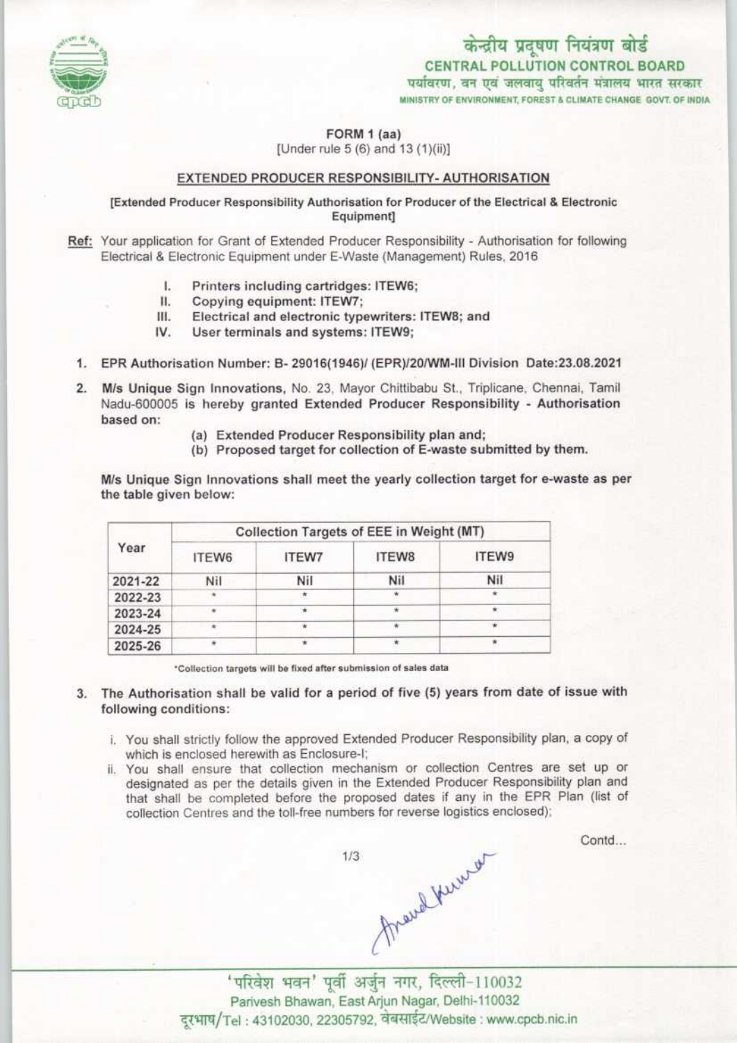केन्द्रीय प्रदूषण नियंत्रण बोर्ड
**CENTRAL POLLUTION CONTROL BOARD**
पर्यावरण, वन एवं जलवायु परिवर्तन मंत्रालय भारत सरकार
MINISTRY OF ENVIRONMENT, FOREST & CLIMATE CHANGE GOVT. OF INDIA

## FORM 1 (aa)

[Under rule 5 (6) and 13 (1)(ii)]

### EXTENDED PRODUCER RESPONSIBILITY- AUTHORISATION

[Extended Producer Responsibility Authorisation for Producer of the Electrical & Electronic Equipment]

**Ref:** Your application for Grant of Extended Producer Responsibility - Authorisation for following Electrical & Electronic Equipment under E-Waste (Management) Rules, 2016

I. Printers including cartridges: ITEW6;
II. Copying equipment: ITEW7;
III. Electrical and electronic typewriters: ITEW8; and
IV. User terminals and systems: ITEW9;

1. EPR Authorisation Number: B- 29016(1946)/ (EPR)/20/WM-III Division Date:23.08.2021

2. **M/s Unique Sign Innovations,** No. 23, Mayor Chittibabu St., Triplicane, Chennai, Tamil Nadu-600005 **is hereby granted Extended Producer Responsibility - Authorisation based on:**
   - (a) Extended Producer Responsibility plan and;
   - (b) Proposed target for collection of E-waste submitted by them.

   **M/s Unique Sign Innovations shall meet the yearly collection target for e-waste as per the table given below:**

| Year | Collection Targets of EEE in Weight (MT) | | | |
|---|---|---|---|---|
| | ITEW6 | ITEW7 | ITEW8 | ITEW9 |
| 2021-22 | Nil | Nil | Nil | Nil |
| 2022-23 | * | * | * | * |
| 2023-24 | * | * | * | * |
| 2024-25 | * | * | * | * |
| 2025-26 | * | * | * | * |

*Collection targets will be fixed after submission of sales data

3. **The Authorisation shall be valid for a period of five (5) years from date of issue with following conditions:**
   - i. You shall strictly follow the approved Extended Producer Responsibility plan, a copy of which is enclosed herewith as Enclosure-I;
   - ii. You shall ensure that collection mechanism or collection Centres are set up or designated as per the details given in the Extended Producer Responsibility plan and that shall be completed before the proposed dates if any in the EPR Plan (list of collection Centres and the toll-free numbers for reverse logistics enclosed);

Contd...

'परिवेश भवन' पूर्वी अर्जुन नगर, दिल्ली-110032
Parivesh Bhawan, East Arjun Nagar, Delhi-110032
दूरभाष/Tel : 43102030, 22305792, वेबसाईट/Website : www.cpcb.nic.in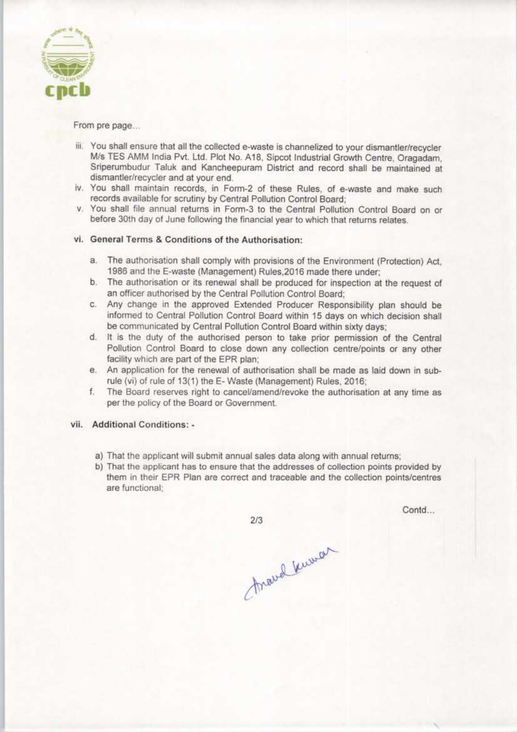From pre page...

iii. You shall ensure that all the collected e-waste is channelized to your dismantler/recycler M/s TES AMM India Pvt. Ltd. Plot No. A18, Sipcot Industrial Growth Centre, Oragadam, Sriperumbudur Taluk and Kancheepuram District and record shall be maintained at dismantler/recycler and at your end.

iv. You shall maintain records, in Form-2 of these Rules, of e-waste and make such records available for scrutiny by Central Pollution Control Board;

v. You shall file annual returns in Form-3 to the Central Pollution Control Board on or before 30th day of June following the financial year to which that returns relates.

**vi. General Terms & Conditions of the Authorisation:**

a. The authorisation shall comply with provisions of the Environment (Protection) Act, 1986 and the E-waste (Management) Rules,2016 made there under;

b. The authorisation or its renewal shall be produced for inspection at the request of an officer authorised by the Central Pollution Control Board;

c. Any change in the approved Extended Producer Responsibility plan should be informed to Central Pollution Control Board within 15 days on which decision shall be communicated by Central Pollution Control Board within sixty days;

d. It is the duty of the authorised person to take prior permission of the Central Pollution Control Board to close down any collection centre/points or any other facility which are part of the EPR plan;

e. An application for the renewal of authorisation shall be made as laid down in sub-rule (vi) of rule of 13(1) the E- Waste (Management) Rules, 2016;

f. The Board reserves right to cancel/amend/revoke the authorisation at any time as per the policy of the Board or Government.

**vii. Additional Conditions: -**

a) That the applicant will submit annual sales data along with annual returns;

b) That the applicant has to ensure that the addresses of collection points provided by them in their EPR Plan are correct and traceable and the collection points/centres are functional;

Contd...

Anand Kumar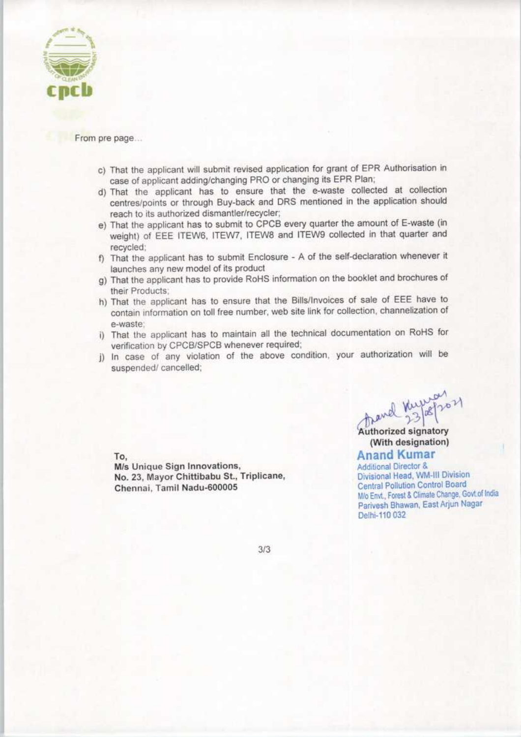From pre page...

c) That the applicant will submit revised application for grant of EPR Authorisation in case of applicant adding/changing PRO or changing its EPR Plan;
d) That the applicant has to ensure that the e-waste collected at collection centres/points or through Buy-back and DRS mentioned in the application should reach to its authorized dismantler/recycler;
e) That the applicant has to submit to CPCB every quarter the amount of E-waste (in weight) of EEE ITEW6, ITEW7, ITEW8 and ITEW9 collected in that quarter and recycled;
f) That the applicant has to submit Enclosure - A of the self-declaration whenever it launches any new model of its product
g) That the applicant has to provide RoHS information on the booklet and brochures of their Products;
h) That the applicant has to ensure that the Bills/Invoices of sale of EEE have to contain information on toll free number, web site link for collection, channelization of e-waste;
i) That the applicant has to maintain all the technical documentation on RoHS for verification by CPCB/SPCB whenever required;
j) In case of any violation of the above condition, your authorization will be suspended/ cancelled;

Anand Kumar 23/08/2021

**Authorized signatory**
**(With designation)**

**Anand Kumar**
Additional Director &
Divisional Head, WM-III Division
Central Pollution Control Board
M/o Envt., Forest & Climate Change, Govt.of India
Parivesh Bhawan, East Arjun Nagar
Delhi-110 032

To,
**M/s Unique Sign Innovations,**
**No. 23, Mayor Chittibabu St., Triplicane,**
**Chennai, Tamil Nadu-600005**